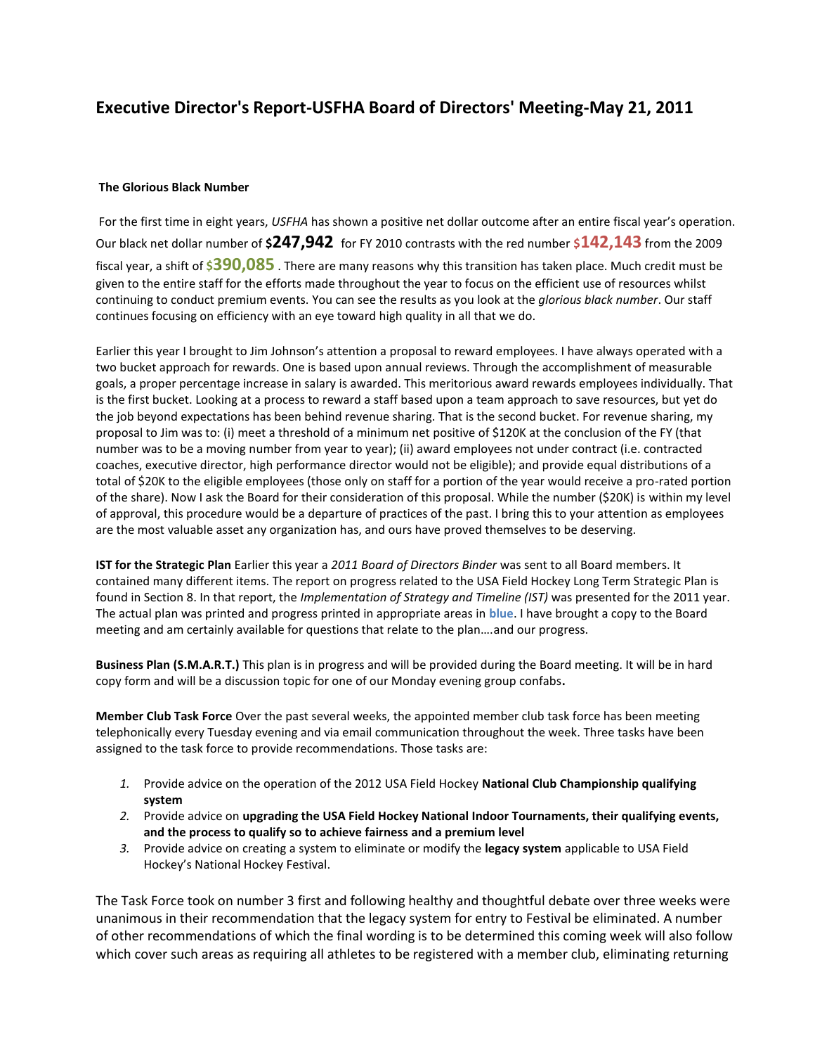# Executive Director's Report-USFHA Board of Directors' Meeting-May 21, 2011

**The Glorious Black Number**

For the first time in eight years, *USFHA* has shown a positive net dollar outcome after an entire fiscal year's operation. Our black net dollar number of **$247,942** for FY 2010 contrasts with the red number **$142,143** from the 2009 fiscal year, a shift of **$390,085**. There are many reasons why this transition has taken place. Much credit must be given to the entire staff for the efforts made throughout the year to focus on the efficient use of resources whilst continuing to conduct premium events. You can see the results as you look at the *glorious black number*. Our staff continues focusing on efficiency with an eye toward high quality in all that we do.

Earlier this year I brought to Jim Johnson's attention a proposal to reward employees. I have always operated with a two bucket approach for rewards. One is based upon annual reviews. Through the accomplishment of measurable goals, a proper percentage increase in salary is awarded. This meritorious award rewards employees individually. That is the first bucket. Looking at a process to reward a staff based upon a team approach to save resources, but yet do the job beyond expectations has been behind revenue sharing. That is the second bucket. For revenue sharing, my proposal to Jim was to: (i) meet a threshold of a minimum net positive of $120K at the conclusion of the FY (that number was to be a moving number from year to year); (ii) award employees not under contract (i.e. contracted coaches, executive director, high performance director would not be eligible); and provide equal distributions of a total of $20K to the eligible employees (those only on staff for a portion of the year would receive a pro-rated portion of the share). Now I ask the Board for their consideration of this proposal. While the number ($20K) is within my level of approval, this procedure would be a departure of practices of the past. I bring this to your attention as employees are the most valuable asset any organization has, and ours have proved themselves to be deserving.

**IST for the Strategic Plan** Earlier this year a *2011 Board of Directors Binder* was sent to all Board members. It contained many different items. The report on progress related to the USA Field Hockey Long Term Strategic Plan is found in Section 8. In that report, the *Implementation of Strategy and Timeline (IST)* was presented for the 2011 year. The actual plan was printed and progress printed in appropriate areas in **blue**. I have brought a copy to the Board meeting and am certainly available for questions that relate to the plan….and our progress.

**Business Plan (S.M.A.R.T.)** This plan is in progress and will be provided during the Board meeting. It will be in hard copy form and will be a discussion topic for one of our Monday evening group confabs**.**

**Member Club Task Force** Over the past several weeks, the appointed member club task force has been meeting telephonically every Tuesday evening and via email communication throughout the week. Three tasks have been assigned to the task force to provide recommendations. Those tasks are:

1. Provide advice on the operation of the 2012 USA Field Hockey **National Club Championship qualifying system**
2. Provide advice on **upgrading the USA Field Hockey National Indoor Tournaments, their qualifying events, and the process to qualify so to achieve fairness and a premium level**
3. Provide advice on creating a system to eliminate or modify the **legacy system** applicable to USA Field Hockey's National Hockey Festival.

The Task Force took on number 3 first and following healthy and thoughtful debate over three weeks were unanimous in their recommendation that the legacy system for entry to Festival be eliminated. A number of other recommendations of which the final wording is to be determined this coming week will also follow which cover such areas as requiring all athletes to be registered with a member club, eliminating returning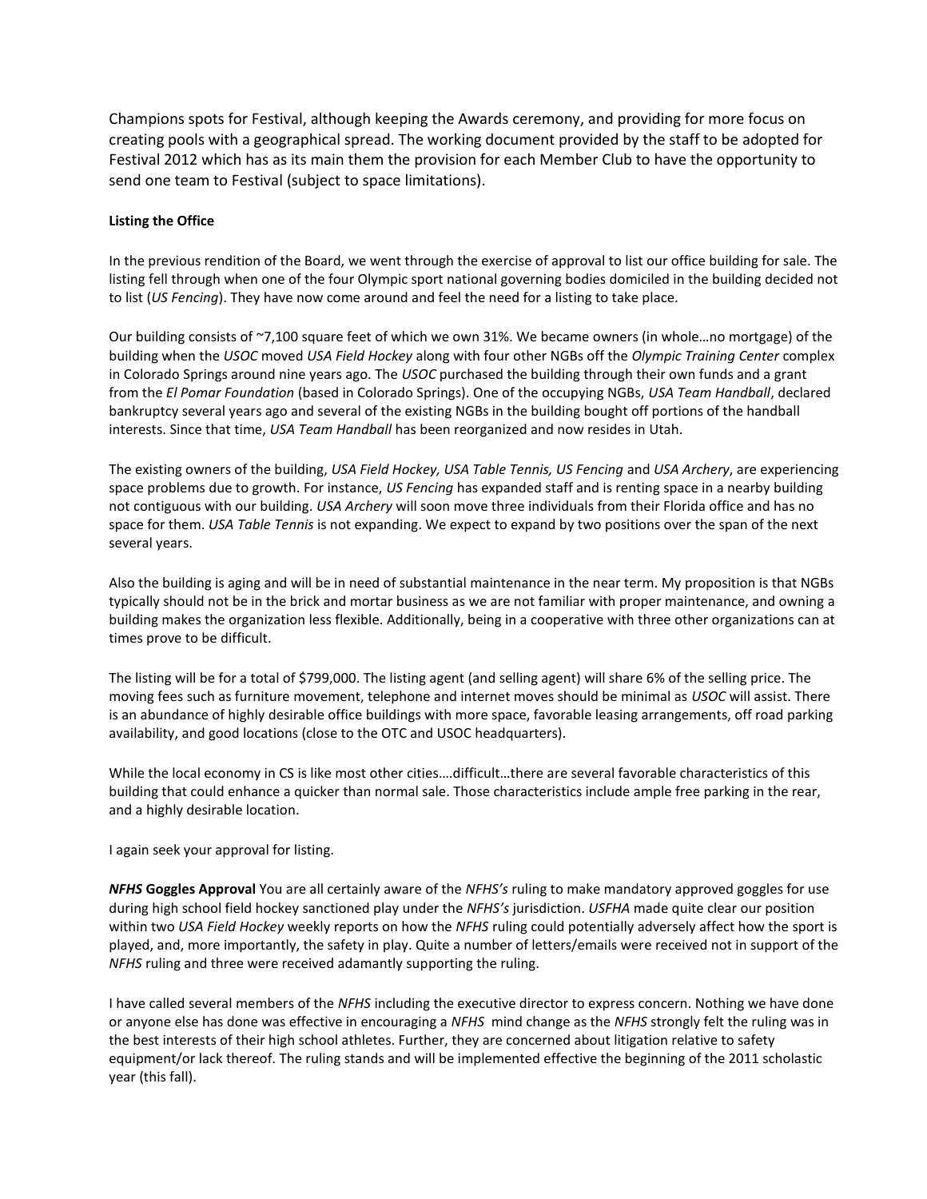Champions spots for Festival, although keeping the Awards ceremony, and providing for more focus on creating pools with a geographical spread. The working document provided by the staff to be adopted for Festival 2012 which has as its main them the provision for each Member Club to have the opportunity to send one team to Festival (subject to space limitations).

**Listing the Office**

In the previous rendition of the Board, we went through the exercise of approval to list our office building for sale. The listing fell through when one of the four Olympic sport national governing bodies domiciled in the building decided not to list (*US Fencing*). They have now come around and feel the need for a listing to take place.

Our building consists of ~7,100 square feet of which we own 31%. We became owners (in whole…no mortgage) of the building when the *USOC* moved *USA Field Hockey* along with four other NGBs off the *Olympic Training Center* complex in Colorado Springs around nine years ago. The *USOC* purchased the building through their own funds and a grant from the *El Pomar Foundation* (based in Colorado Springs). One of the occupying NGBs, *USA Team Handball*, declared bankruptcy several years ago and several of the existing NGBs in the building bought off portions of the handball interests. Since that time, *USA Team Handball* has been reorganized and now resides in Utah.

The existing owners of the building, *USA Field Hockey, USA Table Tennis, US Fencing* and *USA Archery*, are experiencing space problems due to growth. For instance, *US Fencing* has expanded staff and is renting space in a nearby building not contiguous with our building. *USA Archery* will soon move three individuals from their Florida office and has no space for them. *USA Table Tennis* is not expanding. We expect to expand by two positions over the span of the next several years.

Also the building is aging and will be in need of substantial maintenance in the near term. My proposition is that NGBs typically should not be in the brick and mortar business as we are not familiar with proper maintenance, and owning a building makes the organization less flexible. Additionally, being in a cooperative with three other organizations can at times prove to be difficult.

The listing will be for a total of $799,000. The listing agent (and selling agent) will share 6% of the selling price. The moving fees such as furniture movement, telephone and internet moves should be minimal as *USOC* will assist. There is an abundance of highly desirable office buildings with more space, favorable leasing arrangements, off road parking availability, and good locations (close to the OTC and USOC headquarters).

While the local economy in CS is like most other cities….difficult…there are several favorable characteristics of this building that could enhance a quicker than normal sale. Those characteristics include ample free parking in the rear, and a highly desirable location.

I again seek your approval for listing.

***NFHS* Goggles Approval** You are all certainly aware of the *NFHS's* ruling to make mandatory approved goggles for use during high school field hockey sanctioned play under the *NFHS's* jurisdiction. *USFHA* made quite clear our position within two *USA Field Hockey* weekly reports on how the *NFHS* ruling could potentially adversely affect how the sport is played, and, more importantly, the safety in play. Quite a number of letters/emails were received not in support of the *NFHS* ruling and three were received adamantly supporting the ruling.

I have called several members of the *NFHS* including the executive director to express concern. Nothing we have done or anyone else has done was effective in encouraging a *NFHS* mind change as the *NFHS* strongly felt the ruling was in the best interests of their high school athletes. Further, they are concerned about litigation relative to safety equipment/or lack thereof. The ruling stands and will be implemented effective the beginning of the 2011 scholastic year (this fall).